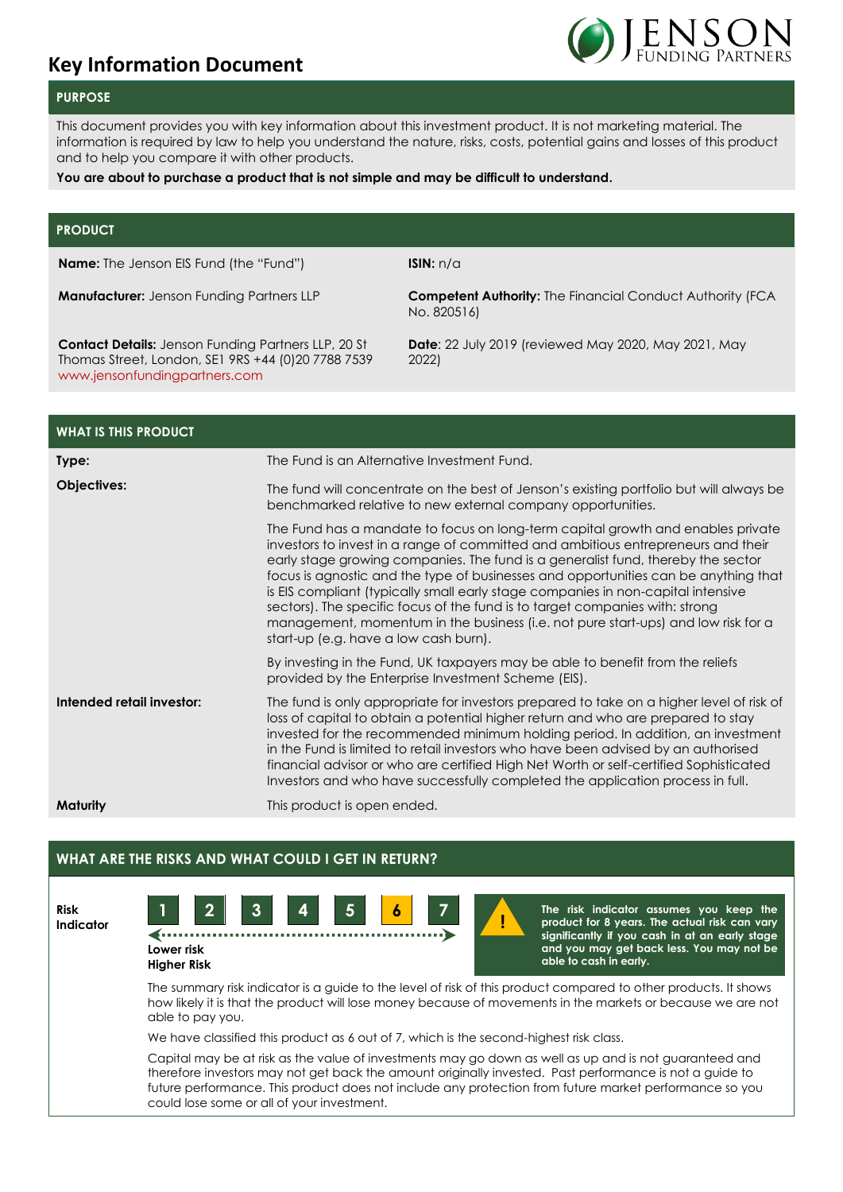# Key Information Document

## PURPOSE

This document provides you with key information about this investment product. It is not marketing material. The information is required by law to help you understand the nature, risks, costs, potential gains and losses of this product and to help you compare it with other products.

**You are about to purchase a product that is not simple and may be difficult to understand.**

## PRODUCT

**Name:** The Jenson EIS Fund (the "Fund")

**ISIN:** n/a

**Manufacturer:** Jenson Funding Partners LLP

**Competent Authority:** The Financial Conduct Authority (FCA No. 820516)

**Contact Details:** Jenson Funding Partners LLP, 20 St Thomas Street, London, SE1 9RS +44 (0)20 7788 7539 www.jensonfundingpartners.com

**Date**: 22 July 2019 (reviewed May 2020, May 2021, May 2022)

## WHAT IS THIS PRODUCT

**Type:** The Fund is an Alternative Investment Fund.

**Objectives:**

The fund will concentrate on the best of Jenson's existing portfolio but will always be benchmarked relative to new external company opportunities.

The Fund has a mandate to focus on long-term capital growth and enables private investors to invest in a range of committed and ambitious entrepreneurs and their early stage growing companies. The fund is a generalist fund, thereby the sector focus is agnostic and the type of businesses and opportunities can be anything that is EIS compliant (typically small early stage companies in non-capital intensive sectors). The specific focus of the fund is to target companies with: strong management, momentum in the business (i.e. not pure start-ups) and low risk for a start-up (e.g. have a low cash burn).

By investing in the Fund, UK taxpayers may be able to benefit from the reliefs provided by the Enterprise Investment Scheme (EIS).

**Intended retail investor:**

The fund is only appropriate for investors prepared to take on a higher level of risk of loss of capital to obtain a potential higher return and who are prepared to stay invested for the recommended minimum holding period. In addition, an investment in the Fund is limited to retail investors who have been advised by an authorised financial advisor or who are certified High Net Worth or self-certified Sophisticated Investors and who have successfully completed the application process in full.

**Maturity**

This product is open ended.

## WHAT ARE THE RISKS AND WHAT COULD I GET IN RETURN?

**Risk Indicator**

| 1 | 2 | 3 | 4 | 5 | **6** | 7 |
|---|---|---|---|---|---|---|

Lower risk ← → Higher Risk

**The risk indicator assumes you keep the product for 8 years. The actual risk can vary significantly if you cash in at an early stage and you may get back less. You may not be able to cash in early.**

The summary risk indicator is a guide to the level of risk of this product compared to other products. It shows how likely it is that the product will lose money because of movements in the markets or because we are not able to pay you.

We have classified this product as 6 out of 7, which is the second-highest risk class.

Capital may be at risk as the value of investments may go down as well as up and is not guaranteed and therefore investors may not get back the amount originally invested. Past performance is not a guide to future performance. This product does not include any protection from future market performance so you could lose some or all of your investment.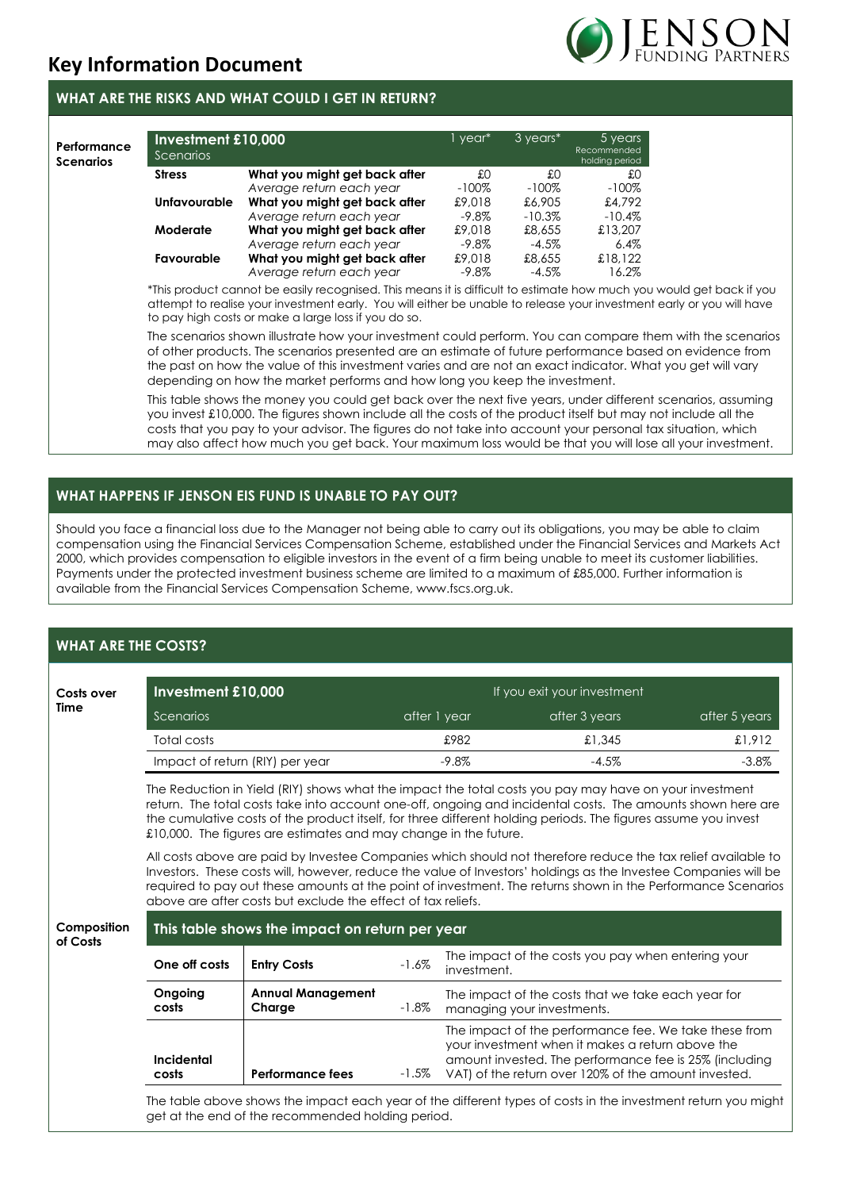# Key Information Document

## WHAT ARE THE RISKS AND WHAT COULD I GET IN RETURN?

**Performance Scenarios**

| **Investment £10,000** Scenarios | | 1 year* | 3 years* | 5 years Recommended holding period |
|---|---|---|---|---|
| **Stress** | **What you might get back after** | £0 | £0 | £0 |
| | *Average return each year* | -100% | -100% | -100% |
| **Unfavourable** | **What you might get back after** | £9,018 | £6,905 | £4,792 |
| | *Average return each year* | -9.8% | -10.3% | -10.4% |
| **Moderate** | **What you might get back after** | £9,018 | £8,655 | £13,207 |
| | *Average return each year* | -9.8% | -4.5% | 6.4% |
| **Favourable** | **What you might get back after** | £9,018 | £8,655 | £18,122 |
| | *Average return each year* | -9.8% | -4.5% | 16.2% |

*This product cannot be easily recognised. This means it is difficult to estimate how much you would get back if you attempt to realise your investment early. You will either be unable to release your investment early or you will have to pay high costs or make a large loss if you do so.

The scenarios shown illustrate how your investment could perform. You can compare them with the scenarios of other products. The scenarios presented are an estimate of future performance based on evidence from the past on how the value of this investment varies and are not an exact indicator. What you get will vary depending on how the market performs and how long you keep the investment.

This table shows the money you could get back over the next five years, under different scenarios, assuming you invest £10,000. The figures shown include all the costs of the product itself but may not include all the costs that you pay to your advisor. The figures do not take into account your personal tax situation, which may also affect how much you get back. Your maximum loss would be that you will lose all your investment.

## WHAT HAPPENS IF JENSON EIS FUND IS UNABLE TO PAY OUT?

Should you face a financial loss due to the Manager not being able to carry out its obligations, you may be able to claim compensation using the Financial Services Compensation Scheme, established under the Financial Services and Markets Act 2000, which provides compensation to eligible investors in the event of a firm being unable to meet its customer liabilities. Payments under the protected investment business scheme are limited to a maximum of £85,000. Further information is available from the Financial Services Compensation Scheme, www.fscs.org.uk.

## WHAT ARE THE COSTS?

**Costs over Time**

| **Investment £10,000** | If you exit your investment | | |
|---|---|---|---|
| Scenarios | after 1 year | after 3 years | after 5 years |
| Total costs | £982 | £1,345 | £1,912 |
| Impact of return (RIY) per year | -9.8% | -4.5% | -3.8% |

The Reduction in Yield (RIY) shows what the impact the total costs you pay may have on your investment return. The total costs take into account one-off, ongoing and incidental costs. The amounts shown here are the cumulative costs of the product itself, for three different holding periods. The figures assume you invest £10,000. The figures are estimates and may change in the future.

All costs above are paid by Investee Companies which should not therefore reduce the tax relief available to Investors. These costs will, however, reduce the value of Investors' holdings as the Investee Companies will be required to pay out these amounts at the point of investment. The returns shown in the Performance Scenarios above are after costs but exclude the effect of tax reliefs.

**Composition of Costs**

| This table shows the impact on return per year | | | |
|---|---|---|---|
| **One off costs** | **Entry Costs** | -1.6% | The impact of the costs you pay when entering your investment. |
| **Ongoing costs** | **Annual Management Charge** | -1.8% | The impact of the costs that we take each year for managing your investments. |
| **Incidental costs** | **Performance fees** | -1.5% | The impact of the performance fee. We take these from your investment when it makes a return above the amount invested. The performance fee is 25% (including VAT) of the return over 120% of the amount invested. |

The table above shows the impact each year of the different types of costs in the investment return you might get at the end of the recommended holding period.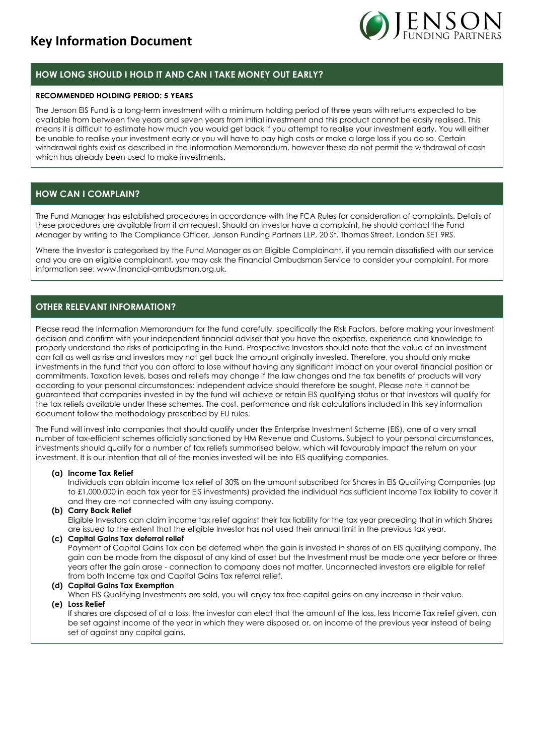# Key Information Document

## HOW LONG SHOULD I HOLD IT AND CAN I TAKE MONEY OUT EARLY?

**RECOMMENDED HOLDING PERIOD: 5 YEARS**

The Jenson EIS Fund is a long-term investment with a minimum holding period of three years with returns expected to be available from between five years and seven years from initial investment and this product cannot be easily realised. This means it is difficult to estimate how much you would get back if you attempt to realise your investment early. You will either be unable to realise your investment early or you will have to pay high costs or make a large loss if you do so. Certain withdrawal rights exist as described in the Information Memorandum, however these do not permit the withdrawal of cash which has already been used to make investments.

## HOW CAN I COMPLAIN?

The Fund Manager has established procedures in accordance with the FCA Rules for consideration of complaints. Details of these procedures are available from it on request. Should an Investor have a complaint, he should contact the Fund Manager by writing to The Compliance Officer, Jenson Funding Partners LLP, 20 St. Thomas Street, London SE1 9RS.

Where the Investor is categorised by the Fund Manager as an Eligible Complainant, if you remain dissatisfied with our service and you are an eligible complainant, you may ask the Financial Ombudsman Service to consider your complaint. For more information see: www.financial-ombudsman.org.uk.

## OTHER RELEVANT INFORMATION?

Please read the Information Memorandum for the fund carefully, specifically the Risk Factors, before making your investment decision and confirm with your independent financial adviser that you have the expertise, experience and knowledge to properly understand the risks of participating in the Fund. Prospective Investors should note that the value of an investment can fall as well as rise and investors may not get back the amount originally invested. Therefore, you should only make investments in the fund that you can afford to lose without having any significant impact on your overall financial position or commitments. Taxation levels, bases and reliefs may change if the law changes and the tax benefits of products will vary according to your personal circumstances; independent advice should therefore be sought. Please note it cannot be guaranteed that companies invested in by the fund will achieve or retain EIS qualifying status or that Investors will qualify for the tax reliefs available under these schemes. The cost, performance and risk calculations included in this key information document follow the methodology prescribed by EU rules.

The Fund will invest into companies that should qualify under the Enterprise Investment Scheme (EIS), one of a very small number of tax-efficient schemes officially sanctioned by HM Revenue and Customs. Subject to your personal circumstances, investments should qualify for a number of tax reliefs summarised below, which will favourably impact the return on your investment. It is our intention that all of the monies invested will be into EIS qualifying companies.

**(a) Income Tax Relief**
Individuals can obtain income tax relief of 30% on the amount subscribed for Shares in EIS Qualifying Companies (up to £1,000,000 in each tax year for EIS investments) provided the individual has sufficient Income Tax liability to cover it and they are not connected with any issuing company.

**(b) Carry Back Relief**
Eligible Investors can claim income tax relief against their tax liability for the tax year preceding that in which Shares are issued to the extent that the eligible Investor has not used their annual limit in the previous tax year.

**(c) Capital Gains Tax deferral relief**
Payment of Capital Gains Tax can be deferred when the gain is invested in shares of an EIS qualifying company. The gain can be made from the disposal of any kind of asset but the Investment must be made one year before or three years after the gain arose - connection to company does not matter. Unconnected investors are eligible for relief from both Income tax and Capital Gains Tax referral relief.

**(d) Capital Gains Tax Exemption**
When EIS Qualifying Investments are sold, you will enjoy tax free capital gains on any increase in their value.

**(e) Loss Relief**
If shares are disposed of at a loss, the investor can elect that the amount of the loss, less Income Tax relief given, can be set against income of the year in which they were disposed or, on income of the previous year instead of being set of against any capital gains.